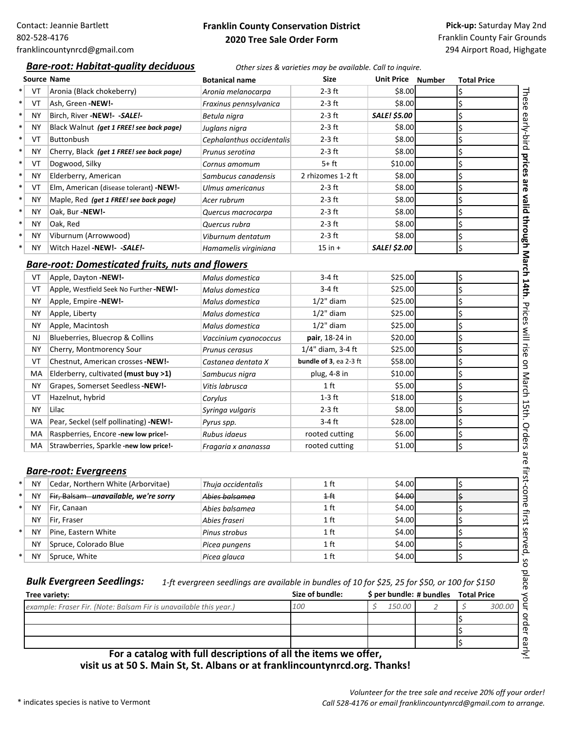Contact: Jeannie Bartlett
802-528-4176
franklincountynrcd@gmail.com

**Franklin County Conservation District**
**2020 Tree Sale Order Form**

**Pick-up:** Saturday May 2nd
Franklin County Fair Grounds
294 Airport Road, Highgate

## *Bare-root: Habitat-quality deciduous*

*Other sizes & varieties may be available. Call to inquire.*

| | Source | Name | Botanical name | Size | Unit Price | Number | Total Price |
|---|---|---|---|---|---|---|---|
| * | VT | Aronia (Black chokeberry) | *Aronia melanocarpa* | 2-3 ft | $8.00 | | $ |
| * | VT | Ash, Green **-NEW!-** | *Fraxinus pennsylvanica* | 2-3 ft | $8.00 | | $ |
| * | NY | Birch, River **-NEW!-** ***-SALE!-*** | *Betula nigra* | 2-3 ft | ***SALE! $5.00*** | | $ |
| * | NY | Black Walnut ***(get 1 FREE! see back page)*** | *Juglans nigra* | 2-3 ft | $8.00 | | $ |
| * | VT | Buttonbush | *Cephalanthus occidentalis* | 2-3 ft | $8.00 | | $ |
| * | NY | Cherry, Black ***(get 1 FREE! see back page)*** | *Prunus serotina* | 2-3 ft | $8.00 | | $ |
| * | VT | Dogwood, Silky | *Cornus amomum* | 5+ ft | $10.00 | | $ |
| * | NY | Elderberry, American | *Sambucus canadensis* | 2 rhizomes 1-2 ft | $8.00 | | $ |
| * | VT | Elm, American (disease tolerant) **-NEW!-** | *Ulmus americanus* | 2-3 ft | $8.00 | | $ |
| * | NY | Maple, Red ***(get 1 FREE! see back page)*** | *Acer rubrum* | 2-3 ft | $8.00 | | $ |
| * | NY | Oak, Bur **-NEW!-** | *Quercus macrocarpa* | 2-3 ft | $8.00 | | $ |
| * | NY | Oak, Red | *Quercus rubra* | 2-3 ft | $8.00 | | $ |
| * | NY | Viburnum (Arrowwood) | *Viburnum dentatum* | 2-3 ft | $8.00 | | $ |
| * | NY | Witch Hazel **-NEW!-** ***-SALE!-*** | *Hamamelis virginiana* | 15 in + | ***SALE! $2.00*** | | $ |

## *Bare-root: Domesticated fruits, nuts and flowers*

| | Source | Name | Botanical name | Size | Unit Price | Number | Total Price |
|---|---|---|---|---|---|---|---|
| | VT | Apple, Dayton **-NEW!-** | *Malus domestica* | 3-4 ft | $25.00 | | $ |
| | VT | Apple, Westfield Seek No Further **-NEW!-** | *Malus domestica* | 3-4 ft | $25.00 | | $ |
| | NY | Apple, Empire **-NEW!-** | *Malus domestica* | 1/2" diam | $25.00 | | $ |
| | NY | Apple, Liberty | *Malus domestica* | 1/2" diam | $25.00 | | $ |
| | NY | Apple, Macintosh | *Malus domestica* | 1/2" diam | $25.00 | | $ |
| | NJ | Blueberries, Bluecrop & Collins | *Vaccinium cyanococcus* | **pair**, 18-24 in | $20.00 | | $ |
| | NY | Cherry, Montmorency Sour | *Prunus cerasus* | 1/4" diam, 3-4 ft | $25.00 | | $ |
| | VT | Chestnut, American crosses **-NEW!-** | *Castanea dentata X* | **bundle of 3**, ea 2-3 ft | $58.00 | | $ |
| | MA | Elderberry, cultivated **(must buy >1)** | *Sambucus nigra* | plug, 4-8 in | $10.00 | | $ |
| | NY | Grapes, Somerset Seedless **-NEW!-** | *Vitis labrusca* | 1 ft | $5.00 | | $ |
| | VT | Hazelnut, hybrid | *Corylus* | 1-3 ft | $18.00 | | $ |
| | NY | Lilac | *Syringa vulgaris* | 2-3 ft | $8.00 | | $ |
| | WA | Pear, Seckel (self pollinating) **-NEW!-** | *Pyrus spp.* | 3-4 ft | $28.00 | | $ |
| | MA | Raspberries, Encore **-new low price!-** | *Rubus idaeus* | rooted cutting | $6.00 | | $ |
| | MA | Strawberries, Sparkle **-new low price!-** | *Fragaria x ananassa* | rooted cutting | $1.00 | | $ |

## *Bare-root: Evergreens*

| | Source | Name | Botanical name | Size | Unit Price | Number | Total Price |
|---|---|---|---|---|---|---|---|
| * | NY | Cedar, Northern White (Arborvitae) | *Thuja occidentalis* | 1 ft | $4.00 | | $ |
| * | NY | ~~Fir, Balsam~~ ***unavailable, we're sorry*** | ~~*Abies balsamea*~~ | ~~1 ft~~ | ~~$4.00~~ | | ~~$~~ |
| * | NY | Fir, Canaan | *Abies balsamea* | 1 ft | $4.00 | | $ |
| | NY | Fir, Fraser | *Abies fraseri* | 1 ft | $4.00 | | $ |
| * | NY | Pine, Eastern White | *Pinus strobus* | 1 ft | $4.00 | | $ |
| | NY | Spruce, Colorado Blue | *Picea pungens* | 1 ft | $4.00 | | $ |
| * | NY | Spruce, White | *Picea glauca* | 1 ft | $4.00 | | $ |

## *Bulk Evergreen Seedlings:*

*1-ft evergreen seedlings are available in bundles of 10 for $25, 25 for $50, or 100 for $150*

| Tree variety: | Size of bundle: | $ per bundle: | # bundles | Total Price |
|---|---|---|---|---|
| *example: Fraser Fir. (Note: Balsam Fir is unavailable this year.)* | *100* | *$ 150.00* | *2* | *$ 300.00* |
| | | | | $ |
| | | | | $ |
| | | | | $ |

**For a catalog with full descriptions of all the items we offer, visit us at 50 S. Main St, St. Albans or at franklincountynrcd.org. Thanks!**

These early-bird **prices are valid through March 14th.** Prices will rise on March 15th. Orders are first-come first served, so place your order early!

\* indicates species is native to Vermont

*Volunteer for the tree sale and receive 20% off your order! Call 528-4176 or email franklincountynrcd@gmail.com to arrange.*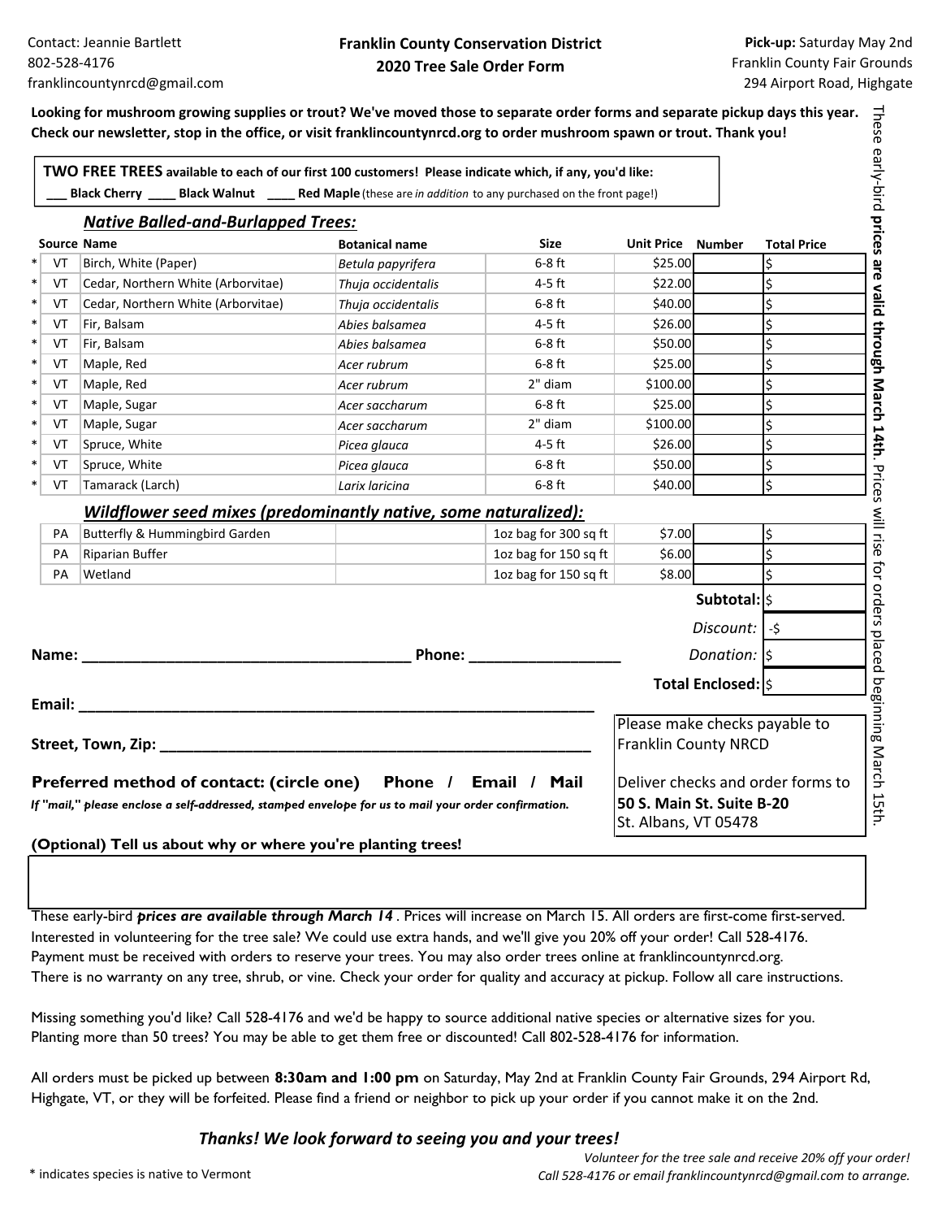Contact: Jeannie Bartlett
802-528-4176
franklincountynrcd@gmail.com

**Franklin County Conservation District**
**2020 Tree Sale Order Form**

**Pick-up:** Saturday May 2nd
Franklin County Fair Grounds
294 Airport Road, Highgate

**Looking for mushroom growing supplies or trout? We've moved those to separate order forms and separate pickup days this year. Check our newsletter, stop in the office, or visit franklincountynrcd.org to order mushroom spawn or trout. Thank you!**

**TWO FREE TREES** **available to each of our first 100 customers! Please indicate which, if any, you'd like:**
**___ Black Cherry ____ Black Walnut ____ Red Maple** (these are *in addition* to any purchased on the front page!)

### *Native Balled-and-Burlapped Trees:*

| | Source | Name | Botanical name | Size | Unit Price | Number | Total Price |
|---|---|---|---|---|---|---|---|
| * | VT | Birch, White (Paper) | *Betula papyrifera* | 6-8 ft | $25.00 | | $ |
| * | VT | Cedar, Northern White (Arborvitae) | *Thuja occidentalis* | 4-5 ft | $22.00 | | $ |
| * | VT | Cedar, Northern White (Arborvitae) | *Thuja occidentalis* | 6-8 ft | $40.00 | | $ |
| * | VT | Fir, Balsam | *Abies balsamea* | 4-5 ft | $26.00 | | $ |
| * | VT | Fir, Balsam | *Abies balsamea* | 6-8 ft | $50.00 | | $ |
| * | VT | Maple, Red | *Acer rubrum* | 6-8 ft | $25.00 | | $ |
| * | VT | Maple, Red | *Acer rubrum* | 2" diam | $100.00 | | $ |
| * | VT | Maple, Sugar | *Acer saccharum* | 6-8 ft | $25.00 | | $ |
| * | VT | Maple, Sugar | *Acer saccharum* | 2" diam | $100.00 | | $ |
| * | VT | Spruce, White | *Picea glauca* | 4-5 ft | $26.00 | | $ |
| * | VT | Spruce, White | *Picea glauca* | 6-8 ft | $50.00 | | $ |
| * | VT | Tamarack (Larch) | *Larix laricina* | 6-8 ft | $40.00 | | $ |

### *Wildflower seed mixes (predominantly native, some naturalized):*

| Source | Name | Botanical name | Size | Unit Price | Number | Total Price |
|---|---|---|---|---|---|---|
| PA | Butterfly & Hummingbird Garden | | 1oz bag for 300 sq ft | $7.00 | | $ |
| PA | Riparian Buffer | | 1oz bag for 150 sq ft | $6.00 | | $ |
| PA | Wetland | | 1oz bag for 150 sq ft | $8.00 | | $ |

**Subtotal:** $
*Discount:* -$
*Donation:* $
**Total Enclosed:** $

**Name:** ________________________________________ **Phone:** __________________

**Email:** ________________________________________________________________

**Street, Town, Zip:** ______________________________________________________

**Preferred method of contact: (circle one) Phone / Email / Mail**
***If "mail," please enclose a self-addressed, stamped envelope for us to mail your order confirmation.***

Please make checks payable to Franklin County NRCD

Deliver checks and order forms to
**50 S. Main St. Suite B-20**
St. Albans, VT 05478

These early-bird **prices are valid through March 14th**. Prices will rise for orders placed beginning March 15th.

**(Optional) Tell us about why or where you're planting trees!**

These early-bird ***prices are available through March 14***. Prices will increase on March 15. All orders are first-come first-served.
Interested in volunteering for the tree sale? We could use extra hands, and we'll give you 20% off your order! Call 528-4176.
Payment must be received with orders to reserve your trees. You may also order trees online at franklincountynrcd.org.
There is no warranty on any tree, shrub, or vine. Check your order for quality and accuracy at pickup. Follow all care instructions.

Missing something you'd like? Call 528-4176 and we'd be happy to source additional native species or alternative sizes for you.
Planting more than 50 trees? You may be able to get them free or discounted! Call 802-528-4176 for information.

All orders must be picked up between **8:30am and 1:00 pm** on Saturday, May 2nd at Franklin County Fair Grounds, 294 Airport Rd, Highgate, VT, or they will be forfeited. Please find a friend or neighbor to pick up your order if you cannot make it on the 2nd.

***Thanks! We look forward to seeing you and your trees!***

*Volunteer for the tree sale and receive 20% off your order!*
*Call 528-4176 or email franklincountynrcd@gmail.com to arrange.*

* indicates species is native to Vermont